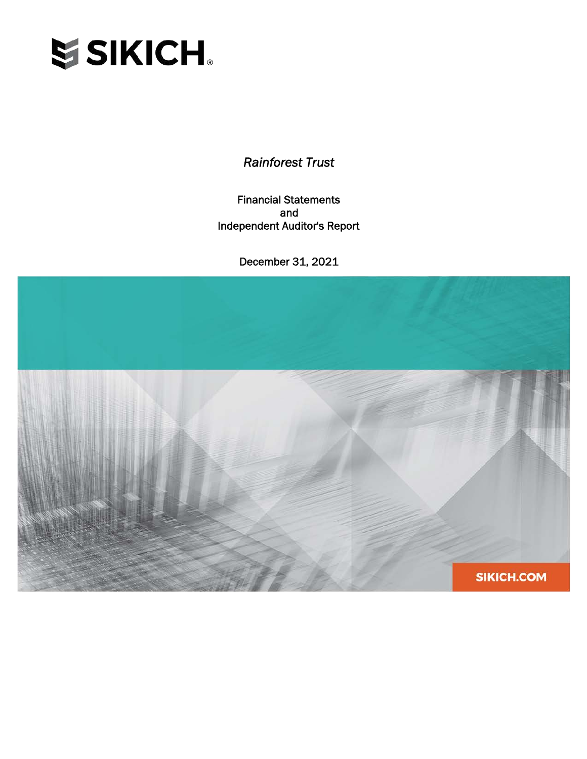SIKICH

*Rainforest Trust*

Financial Statements
and
Independent Auditor's Report

December 31, 2021

SIKICH.COM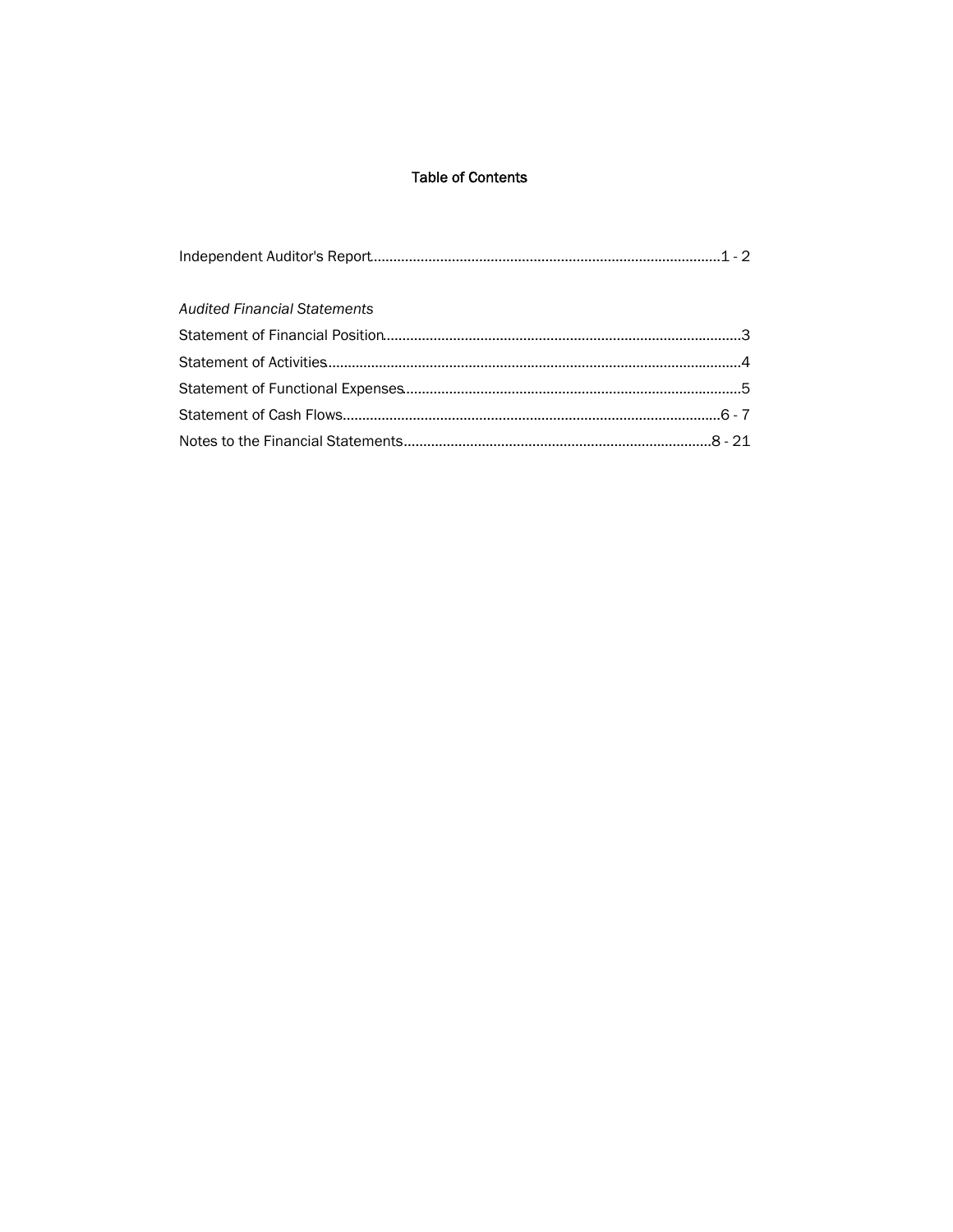# Table of Contents

| | |
|---|---|
| Independent Auditor's Report | 1 - 2 |
| *Audited Financial Statements* | |
| Statement of Financial Position | 3 |
| Statement of Activities | 4 |
| Statement of Functional Expenses | 5 |
| Statement of Cash Flows | 6 - 7 |
| Notes to the Financial Statements | 8 - 21 |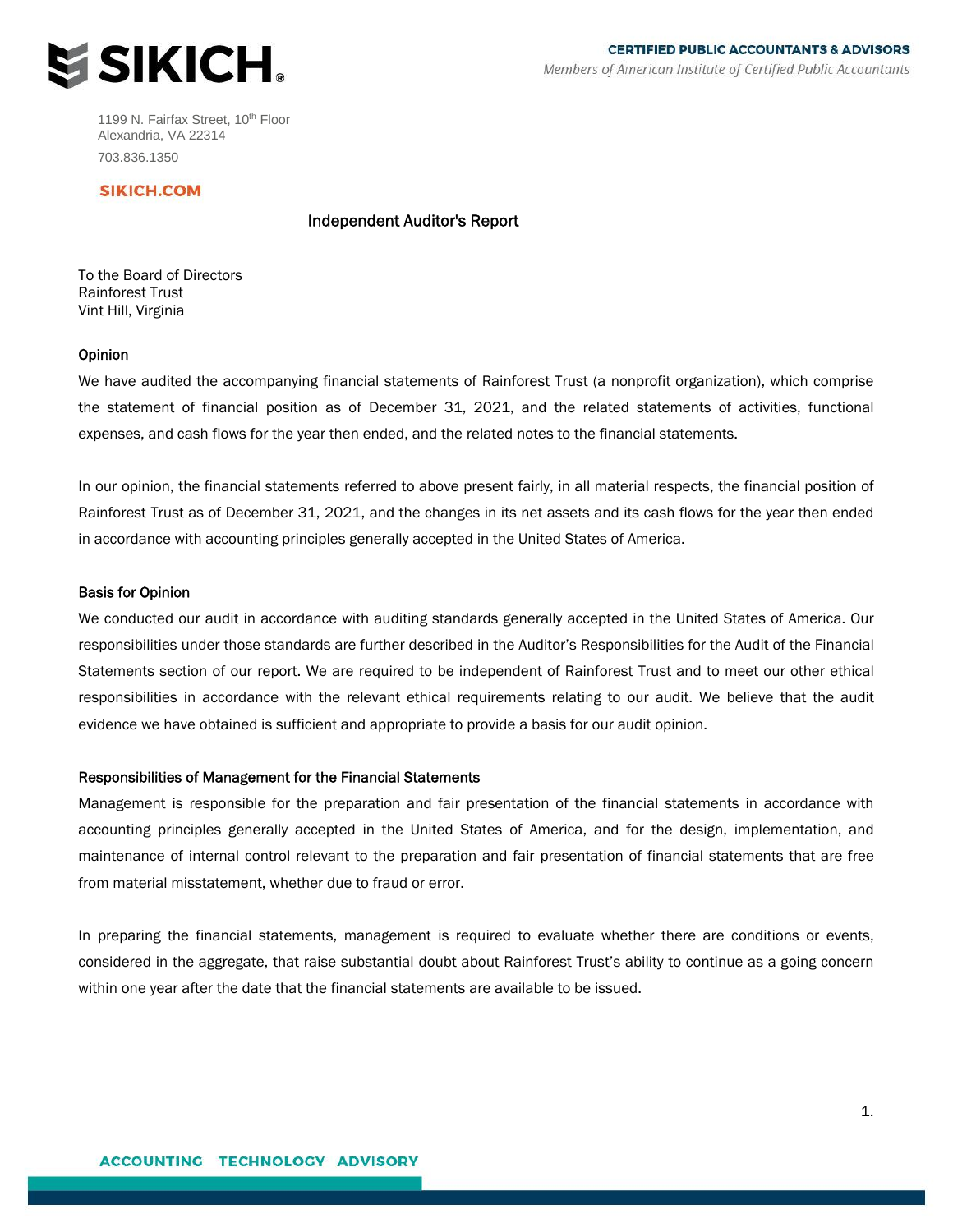# Independent Auditor's Report

To the Board of Directors
Rainforest Trust
Vint Hill, Virginia

## Opinion

We have audited the accompanying financial statements of Rainforest Trust (a nonprofit organization), which comprise the statement of financial position as of December 31, 2021, and the related statements of activities, functional expenses, and cash flows for the year then ended, and the related notes to the financial statements.

In our opinion, the financial statements referred to above present fairly, in all material respects, the financial position of Rainforest Trust as of December 31, 2021, and the changes in its net assets and its cash flows for the year then ended in accordance with accounting principles generally accepted in the United States of America.

## Basis for Opinion

We conducted our audit in accordance with auditing standards generally accepted in the United States of America. Our responsibilities under those standards are further described in the Auditor's Responsibilities for the Audit of the Financial Statements section of our report. We are required to be independent of Rainforest Trust and to meet our other ethical responsibilities in accordance with the relevant ethical requirements relating to our audit. We believe that the audit evidence we have obtained is sufficient and appropriate to provide a basis for our audit opinion.

## Responsibilities of Management for the Financial Statements

Management is responsible for the preparation and fair presentation of the financial statements in accordance with accounting principles generally accepted in the United States of America, and for the design, implementation, and maintenance of internal control relevant to the preparation and fair presentation of financial statements that are free from material misstatement, whether due to fraud or error.

In preparing the financial statements, management is required to evaluate whether there are conditions or events, considered in the aggregate, that raise substantial doubt about Rainforest Trust's ability to continue as a going concern within one year after the date that the financial statements are available to be issued.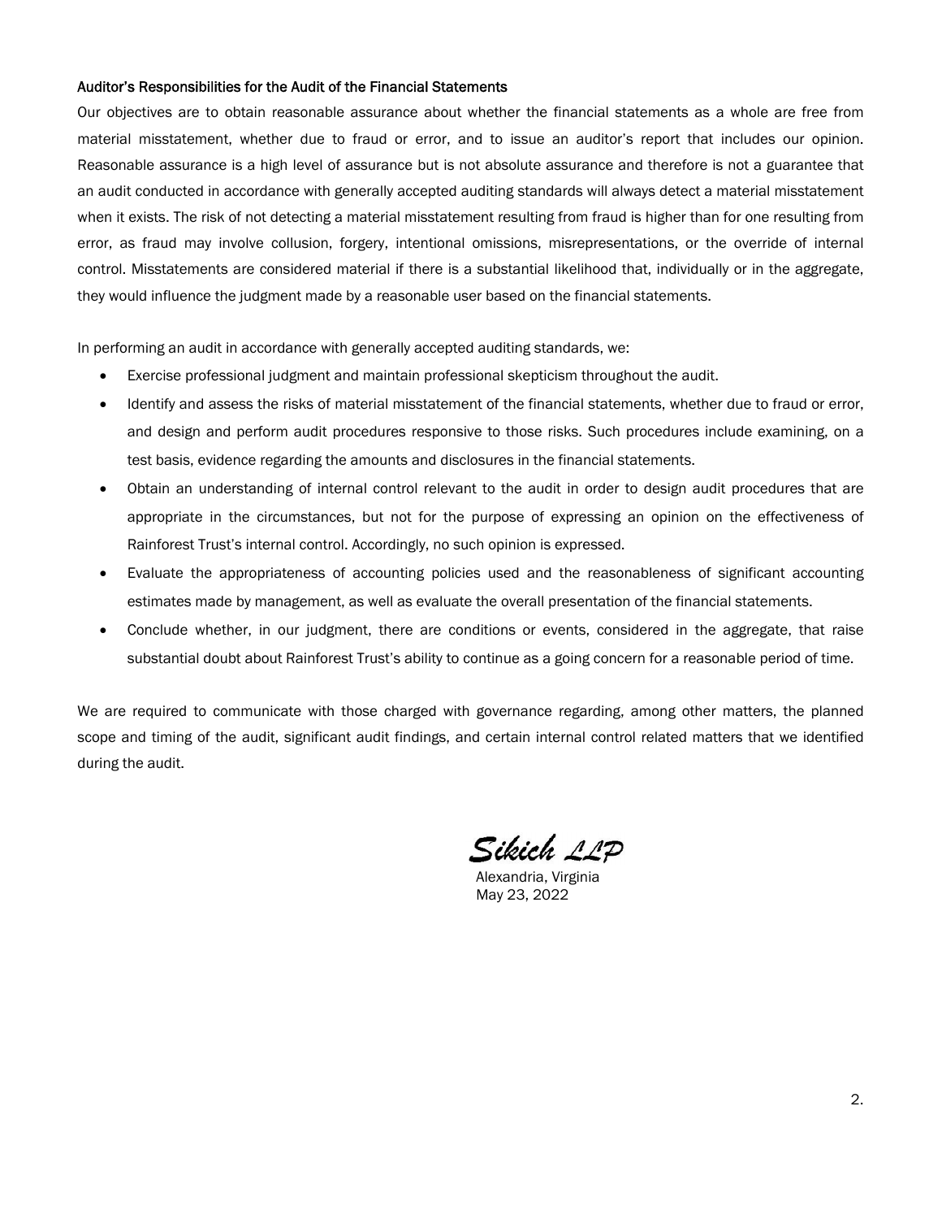### Auditor's Responsibilities for the Audit of the Financial Statements

Our objectives are to obtain reasonable assurance about whether the financial statements as a whole are free from material misstatement, whether due to fraud or error, and to issue an auditor's report that includes our opinion. Reasonable assurance is a high level of assurance but is not absolute assurance and therefore is not a guarantee that an audit conducted in accordance with generally accepted auditing standards will always detect a material misstatement when it exists. The risk of not detecting a material misstatement resulting from fraud is higher than for one resulting from error, as fraud may involve collusion, forgery, intentional omissions, misrepresentations, or the override of internal control. Misstatements are considered material if there is a substantial likelihood that, individually or in the aggregate, they would influence the judgment made by a reasonable user based on the financial statements.

In performing an audit in accordance with generally accepted auditing standards, we:

- Exercise professional judgment and maintain professional skepticism throughout the audit.
- Identify and assess the risks of material misstatement of the financial statements, whether due to fraud or error, and design and perform audit procedures responsive to those risks. Such procedures include examining, on a test basis, evidence regarding the amounts and disclosures in the financial statements.
- Obtain an understanding of internal control relevant to the audit in order to design audit procedures that are appropriate in the circumstances, but not for the purpose of expressing an opinion on the effectiveness of Rainforest Trust's internal control. Accordingly, no such opinion is expressed.
- Evaluate the appropriateness of accounting policies used and the reasonableness of significant accounting estimates made by management, as well as evaluate the overall presentation of the financial statements.
- Conclude whether, in our judgment, there are conditions or events, considered in the aggregate, that raise substantial doubt about Rainforest Trust's ability to continue as a going concern for a reasonable period of time.

We are required to communicate with those charged with governance regarding, among other matters, the planned scope and timing of the audit, significant audit findings, and certain internal control related matters that we identified during the audit.

*Sikich LLP*

Alexandria, Virginia
May 23, 2022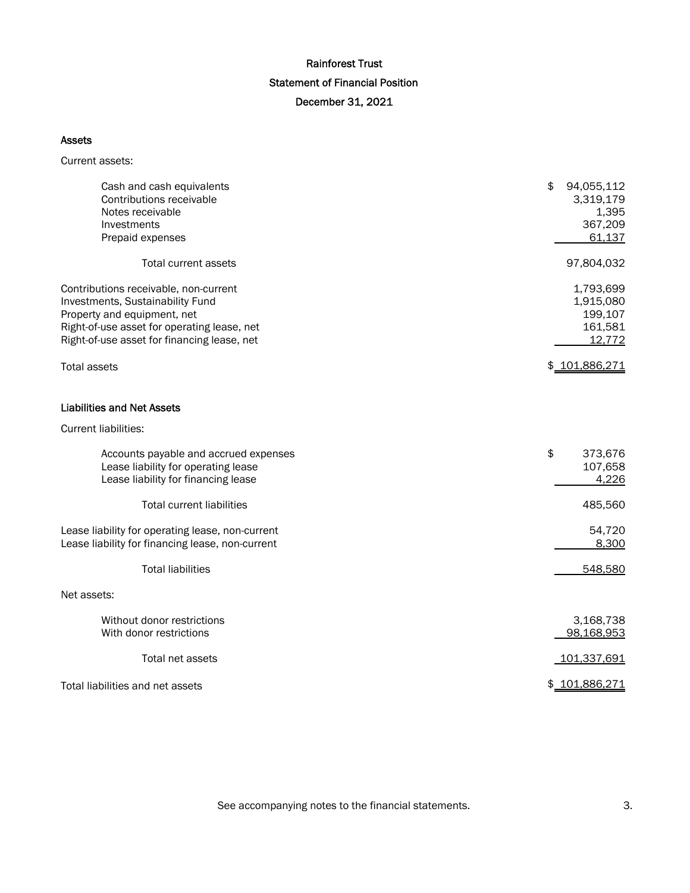# Rainforest Trust

## Statement of Financial Position

### December 31, 2021

| | |
|---|---|
| **Assets** | |
| Current assets: | |
| Cash and cash equivalents | $ 94,055,112 |
| Contributions receivable | 3,319,179 |
| Notes receivable | 1,395 |
| Investments | 367,209 |
| Prepaid expenses | 61,137 |
| Total current assets | 97,804,032 |
| Contributions receivable, non-current | 1,793,699 |
| Investments, Sustainability Fund | 1,915,080 |
| Property and equipment, net | 199,107 |
| Right-of-use asset for operating lease, net | 161,581 |
| Right-of-use asset for financing lease, net | 12,772 |
| Total assets | $ 101,886,271 |
| **Liabilities and Net Assets** | |
| Current liabilities: | |
| Accounts payable and accrued expenses | $ 373,676 |
| Lease liability for operating lease | 107,658 |
| Lease liability for financing lease | 4,226 |
| Total current liabilities | 485,560 |
| Lease liability for operating lease, non-current | 54,720 |
| Lease liability for financing lease, non-current | 8,300 |
| Total liabilities | 548,580 |
| Net assets: | |
| Without donor restrictions | 3,168,738 |
| With donor restrictions | 98,168,953 |
| Total net assets | 101,337,691 |
| Total liabilities and net assets | $ 101,886,271 |

See accompanying notes to the financial statements.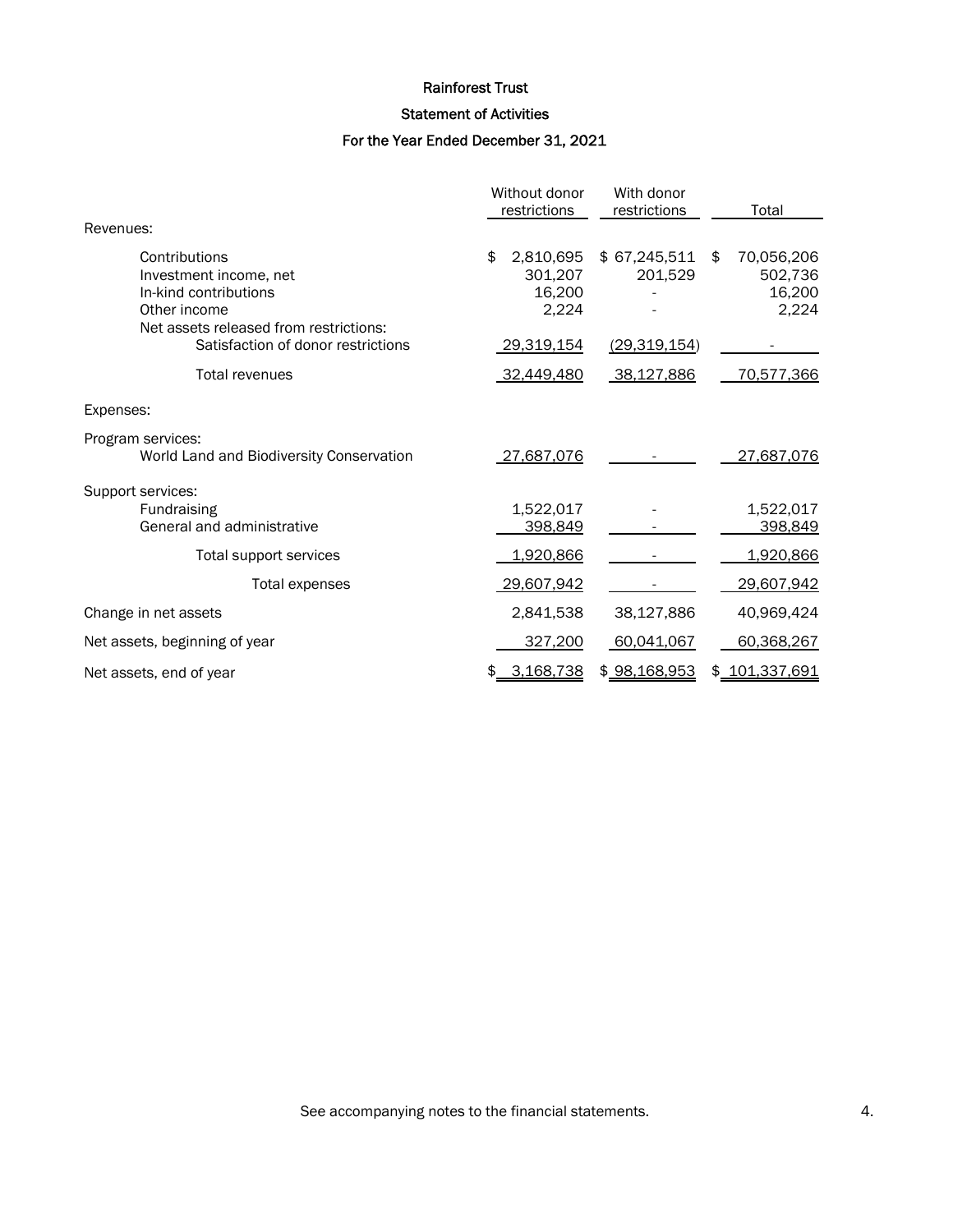# Rainforest Trust

## Statement of Activities

### For the Year Ended December 31, 2021

| | Without donor restrictions | With donor restrictions | Total |
|---|---|---|---|
| **Revenues:** | | | |
| Contributions | $ 2,810,695 | $ 67,245,511 | $ 70,056,206 |
| Investment income, net | 301,207 | 201,529 | 502,736 |
| In-kind contributions | 16,200 | - | 16,200 |
| Other income | 2,224 | - | 2,224 |
| Net assets released from restrictions: | | | |
| Satisfaction of donor restrictions | 29,319,154 | (29,319,154) | - |
| Total revenues | 32,449,480 | 38,127,886 | 70,577,366 |
| **Expenses:** | | | |
| Program services: | | | |
| World Land and Biodiversity Conservation | 27,687,076 | - | 27,687,076 |
| Support services: | | | |
| Fundraising | 1,522,017 | - | 1,522,017 |
| General and administrative | 398,849 | - | 398,849 |
| Total support services | 1,920,866 | - | 1,920,866 |
| Total expenses | 29,607,942 | - | 29,607,942 |
| Change in net assets | 2,841,538 | 38,127,886 | 40,969,424 |
| Net assets, beginning of year | 327,200 | 60,041,067 | 60,368,267 |
| Net assets, end of year | $ 3,168,738 | $ 98,168,953 | $ 101,337,691 |

See accompanying notes to the financial statements.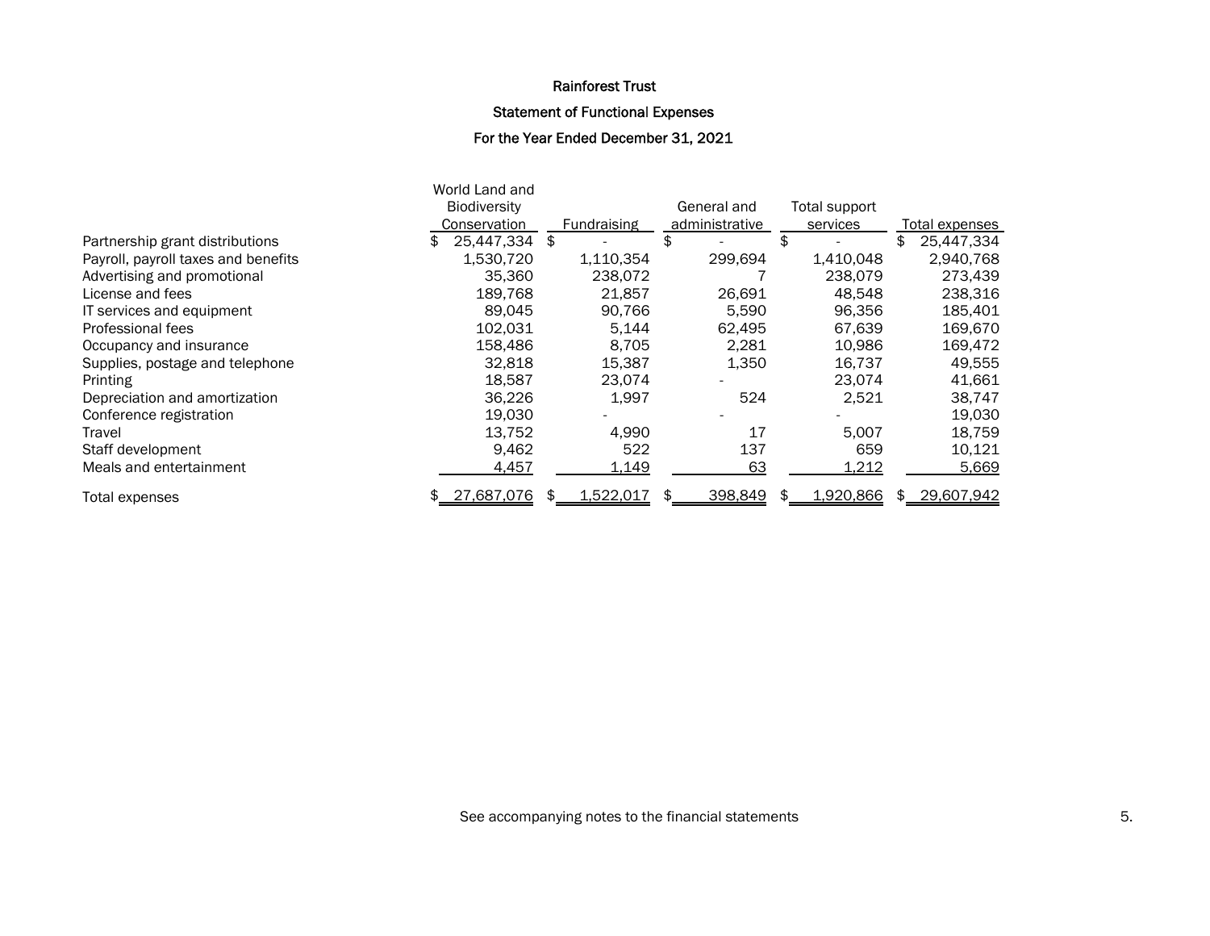# Rainforest Trust

## Statement of Functional Expenses

### For the Year Ended December 31, 2021

| | World Land and Biodiversity Conservation | Fundraising | General and administrative | Total support services | Total expenses |
|---|---|---|---|---|---|
| Partnership grant distributions | $ 25,447,334 | $ - | $ - | $ - | $ 25,447,334 |
| Payroll, payroll taxes and benefits | 1,530,720 | 1,110,354 | 299,694 | 1,410,048 | 2,940,768 |
| Advertising and promotional | 35,360 | 238,072 | 7 | 238,079 | 273,439 |
| License and fees | 189,768 | 21,857 | 26,691 | 48,548 | 238,316 |
| IT services and equipment | 89,045 | 90,766 | 5,590 | 96,356 | 185,401 |
| Professional fees | 102,031 | 5,144 | 62,495 | 67,639 | 169,670 |
| Occupancy and insurance | 158,486 | 8,705 | 2,281 | 10,986 | 169,472 |
| Supplies, postage and telephone | 32,818 | 15,387 | 1,350 | 16,737 | 49,555 |
| Printing | 18,587 | 23,074 | - | 23,074 | 41,661 |
| Depreciation and amortization | 36,226 | 1,997 | 524 | 2,521 | 38,747 |
| Conference registration | 19,030 | - | - | - | 19,030 |
| Travel | 13,752 | 4,990 | 17 | 5,007 | 18,759 |
| Staff development | 9,462 | 522 | 137 | 659 | 10,121 |
| Meals and entertainment | 4,457 | 1,149 | 63 | 1,212 | 5,669 |
| Total expenses | $ 27,687,076 | $ 1,522,017 | $ 398,849 | $ 1,920,866 | $ 29,607,942 |

See accompanying notes to the financial statements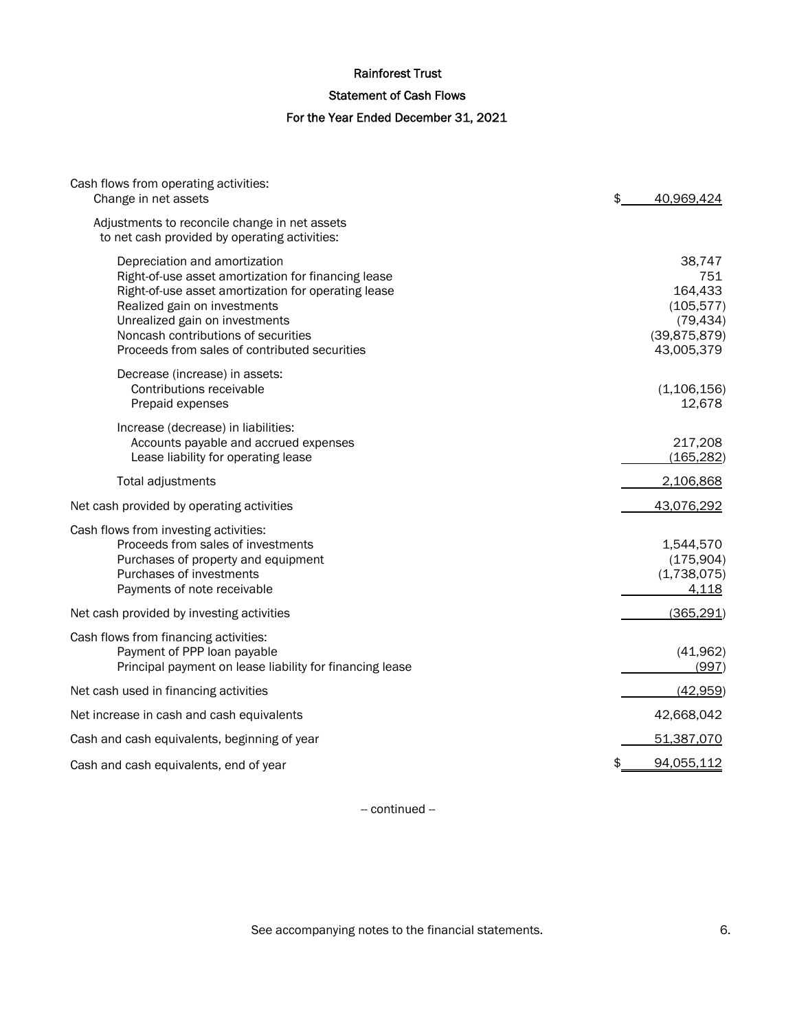# Rainforest Trust

## Statement of Cash Flows

### For the Year Ended December 31, 2021

| | |
|---|---|
| Cash flows from operating activities: | |
| Change in net assets | $ 40,969,424 |
| Adjustments to reconcile change in net assets to net cash provided by operating activities: | |
| Depreciation and amortization | 38,747 |
| Right-of-use asset amortization for financing lease | 751 |
| Right-of-use asset amortization for operating lease | 164,433 |
| Realized gain on investments | (105,577) |
| Unrealized gain on investments | (79,434) |
| Noncash contributions of securities | (39,875,879) |
| Proceeds from sales of contributed securities | 43,005,379 |
| Decrease (increase) in assets: | |
| Contributions receivable | (1,106,156) |
| Prepaid expenses | 12,678 |
| Increase (decrease) in liabilities: | |
| Accounts payable and accrued expenses | 217,208 |
| Lease liability for operating lease | (165,282) |
| Total adjustments | 2,106,868 |
| Net cash provided by operating activities | 43,076,292 |
| Cash flows from investing activities: | |
| Proceeds from sales of investments | 1,544,570 |
| Purchases of property and equipment | (175,904) |
| Purchases of investments | (1,738,075) |
| Payments of note receivable | 4,118 |
| Net cash provided by investing activities | (365,291) |
| Cash flows from financing activities: | |
| Payment of PPP loan payable | (41,962) |
| Principal payment on lease liability for financing lease | (997) |
| Net cash used in financing activities | (42,959) |
| Net increase in cash and cash equivalents | 42,668,042 |
| Cash and cash equivalents, beginning of year | 51,387,070 |
| Cash and cash equivalents, end of year | $ 94,055,112 |

-- continued --

See accompanying notes to the financial statements.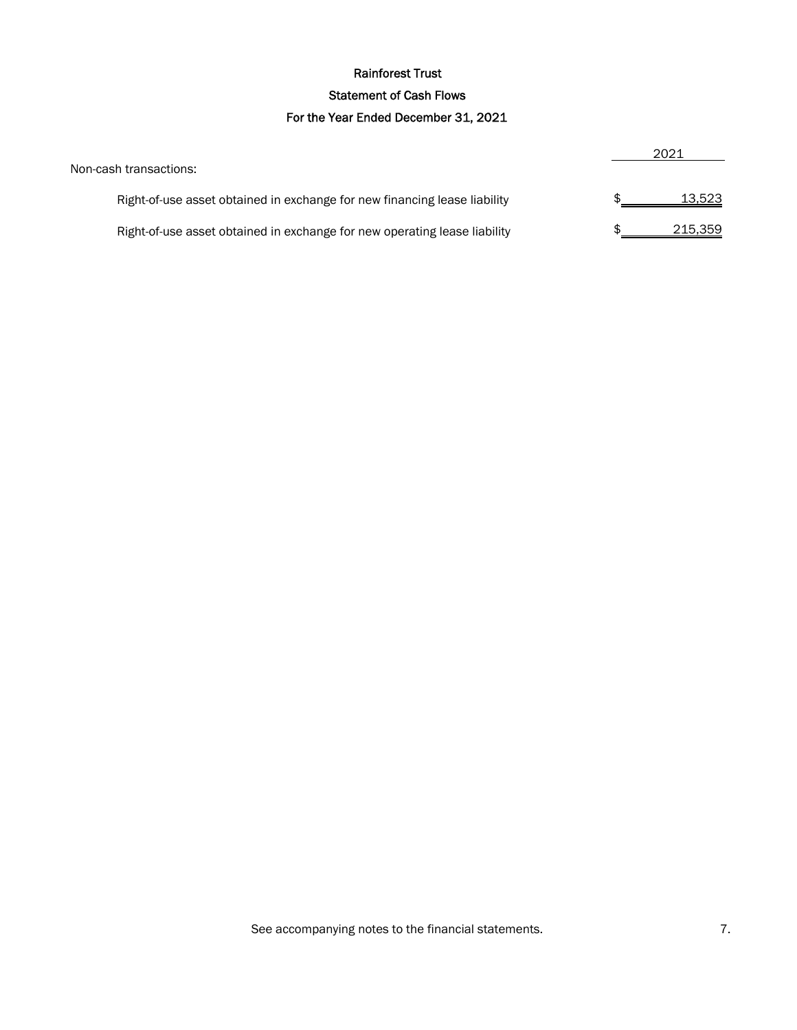# Rainforest Trust

## Statement of Cash Flows

## For the Year Ended December 31, 2021

| | 2021 |
|---|---|
| Non-cash transactions: | |
| Right-of-use asset obtained in exchange for new financing lease liability | $ 13,523 |
| Right-of-use asset obtained in exchange for new operating lease liability | $ 215,359 |

See accompanying notes to the financial statements.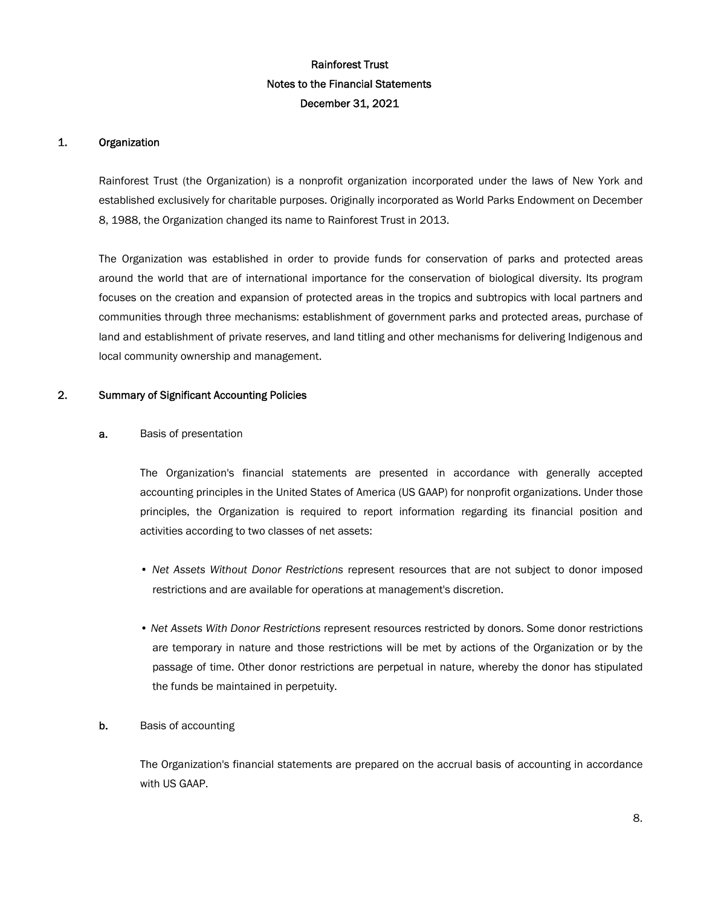# Rainforest Trust
## Notes to the Financial Statements
## December 31, 2021

### 1. Organization

Rainforest Trust (the Organization) is a nonprofit organization incorporated under the laws of New York and established exclusively for charitable purposes. Originally incorporated as World Parks Endowment on December 8, 1988, the Organization changed its name to Rainforest Trust in 2013.

The Organization was established in order to provide funds for conservation of parks and protected areas around the world that are of international importance for the conservation of biological diversity. Its program focuses on the creation and expansion of protected areas in the tropics and subtropics with local partners and communities through three mechanisms: establishment of government parks and protected areas, purchase of land and establishment of private reserves, and land titling and other mechanisms for delivering Indigenous and local community ownership and management.

### 2. Summary of Significant Accounting Policies

**a.** Basis of presentation

The Organization's financial statements are presented in accordance with generally accepted accounting principles in the United States of America (US GAAP) for nonprofit organizations. Under those principles, the Organization is required to report information regarding its financial position and activities according to two classes of net assets:

- *Net Assets Without Donor Restrictions* represent resources that are not subject to donor imposed restrictions and are available for operations at management's discretion.

- *Net Assets With Donor Restrictions* represent resources restricted by donors. Some donor restrictions are temporary in nature and those restrictions will be met by actions of the Organization or by the passage of time. Other donor restrictions are perpetual in nature, whereby the donor has stipulated the funds be maintained in perpetuity.

**b.** Basis of accounting

The Organization's financial statements are prepared on the accrual basis of accounting in accordance with US GAAP.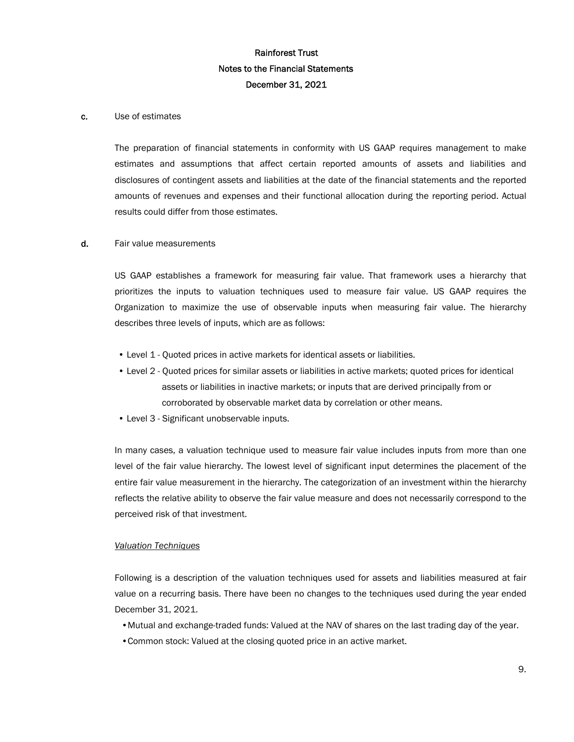c. Use of estimates

The preparation of financial statements in conformity with US GAAP requires management to make estimates and assumptions that affect certain reported amounts of assets and liabilities and disclosures of contingent assets and liabilities at the date of the financial statements and the reported amounts of revenues and expenses and their functional allocation during the reporting period. Actual results could differ from those estimates.

d. Fair value measurements

US GAAP establishes a framework for measuring fair value. That framework uses a hierarchy that prioritizes the inputs to valuation techniques used to measure fair value. US GAAP requires the Organization to maximize the use of observable inputs when measuring fair value. The hierarchy describes three levels of inputs, which are as follows:

- Level 1 - Quoted prices in active markets for identical assets or liabilities.
- Level 2 - Quoted prices for similar assets or liabilities in active markets; quoted prices for identical assets or liabilities in inactive markets; or inputs that are derived principally from or corroborated by observable market data by correlation or other means.
- Level 3 - Significant unobservable inputs.

In many cases, a valuation technique used to measure fair value includes inputs from more than one level of the fair value hierarchy. The lowest level of significant input determines the placement of the entire fair value measurement in the hierarchy. The categorization of an investment within the hierarchy reflects the relative ability to observe the fair value measure and does not necessarily correspond to the perceived risk of that investment.

*Valuation Techniques*

Following is a description of the valuation techniques used for assets and liabilities measured at fair value on a recurring basis. There have been no changes to the techniques used during the year ended December 31, 2021.

- Mutual and exchange-traded funds: Valued at the NAV of shares on the last trading day of the year.
- Common stock: Valued at the closing quoted price in an active market.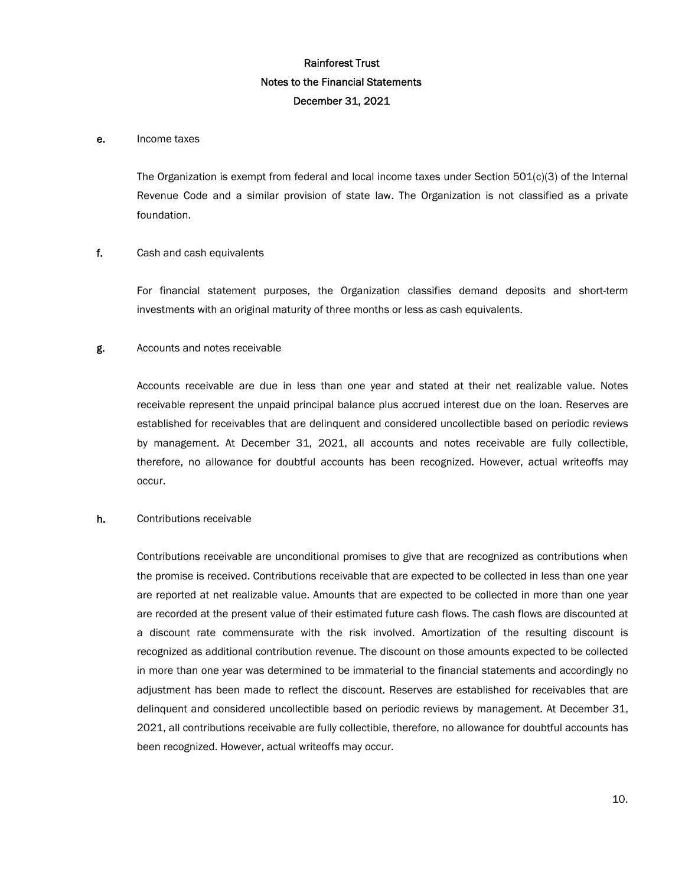e. Income taxes

The Organization is exempt from federal and local income taxes under Section 501(c)(3) of the Internal Revenue Code and a similar provision of state law. The Organization is not classified as a private foundation.

f. Cash and cash equivalents

For financial statement purposes, the Organization classifies demand deposits and short-term investments with an original maturity of three months or less as cash equivalents.

g. Accounts and notes receivable

Accounts receivable are due in less than one year and stated at their net realizable value. Notes receivable represent the unpaid principal balance plus accrued interest due on the loan. Reserves are established for receivables that are delinquent and considered uncollectible based on periodic reviews by management. At December 31, 2021, all accounts and notes receivable are fully collectible, therefore, no allowance for doubtful accounts has been recognized. However, actual writeoffs may occur.

h. Contributions receivable

Contributions receivable are unconditional promises to give that are recognized as contributions when the promise is received. Contributions receivable that are expected to be collected in less than one year are reported at net realizable value. Amounts that are expected to be collected in more than one year are recorded at the present value of their estimated future cash flows. The cash flows are discounted at a discount rate commensurate with the risk involved. Amortization of the resulting discount is recognized as additional contribution revenue. The discount on those amounts expected to be collected in more than one year was determined to be immaterial to the financial statements and accordingly no adjustment has been made to reflect the discount. Reserves are established for receivables that are delinquent and considered uncollectible based on periodic reviews by management. At December 31, 2021, all contributions receivable are fully collectible, therefore, no allowance for doubtful accounts has been recognized. However, actual writeoffs may occur.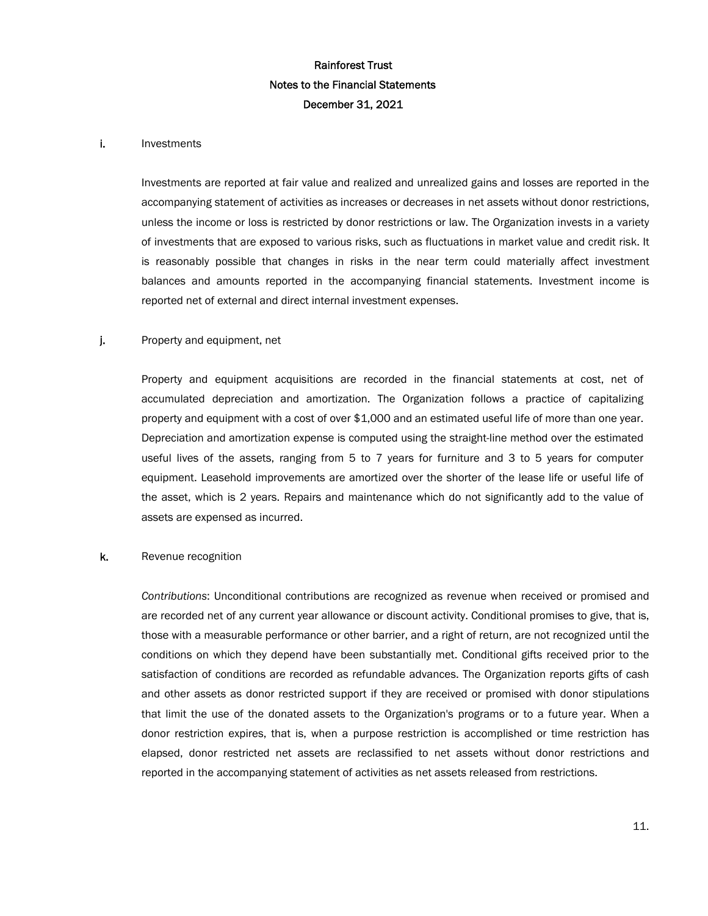# Rainforest Trust
## Notes to the Financial Statements
## December 31, 2021

**i.** Investments

Investments are reported at fair value and realized and unrealized gains and losses are reported in the accompanying statement of activities as increases or decreases in net assets without donor restrictions, unless the income or loss is restricted by donor restrictions or law. The Organization invests in a variety of investments that are exposed to various risks, such as fluctuations in market value and credit risk. It is reasonably possible that changes in risks in the near term could materially affect investment balances and amounts reported in the accompanying financial statements. Investment income is reported net of external and direct internal investment expenses.

**j.** Property and equipment, net

Property and equipment acquisitions are recorded in the financial statements at cost, net of accumulated depreciation and amortization. The Organization follows a practice of capitalizing property and equipment with a cost of over $1,000 and an estimated useful life of more than one year. Depreciation and amortization expense is computed using the straight-line method over the estimated useful lives of the assets, ranging from 5 to 7 years for furniture and 3 to 5 years for computer equipment. Leasehold improvements are amortized over the shorter of the lease life or useful life of the asset, which is 2 years. Repairs and maintenance which do not significantly add to the value of assets are expensed as incurred.

**k.** Revenue recognition

*Contributions*: Unconditional contributions are recognized as revenue when received or promised and are recorded net of any current year allowance or discount activity. Conditional promises to give, that is, those with a measurable performance or other barrier, and a right of return, are not recognized until the conditions on which they depend have been substantially met. Conditional gifts received prior to the satisfaction of conditions are recorded as refundable advances. The Organization reports gifts of cash and other assets as donor restricted support if they are received or promised with donor stipulations that limit the use of the donated assets to the Organization's programs or to a future year. When a donor restriction expires, that is, when a purpose restriction is accomplished or time restriction has elapsed, donor restricted net assets are reclassified to net assets without donor restrictions and reported in the accompanying statement of activities as net assets released from restrictions.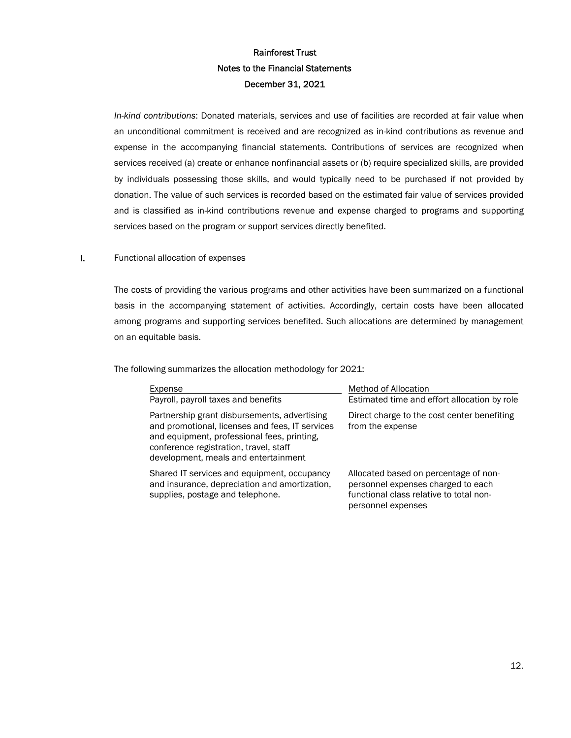*In-kind contributions*: Donated materials, services and use of facilities are recorded at fair value when an unconditional commitment is received and are recognized as in-kind contributions as revenue and expense in the accompanying financial statements. Contributions of services are recognized when services received (a) create or enhance nonfinancial assets or (b) require specialized skills, are provided by individuals possessing those skills, and would typically need to be purchased if not provided by donation. The value of such services is recorded based on the estimated fair value of services provided and is classified as in-kind contributions revenue and expense charged to programs and supporting services based on the program or support services directly benefited.

I. Functional allocation of expenses

The costs of providing the various programs and other activities have been summarized on a functional basis in the accompanying statement of activities. Accordingly, certain costs have been allocated among programs and supporting services benefited. Such allocations are determined by management on an equitable basis.

The following summarizes the allocation methodology for 2021:

| Expense | Method of Allocation |
|---|---|
| Payroll, payroll taxes and benefits | Estimated time and effort allocation by role |
| Partnership grant disbursements, advertising and promotional, licenses and fees, IT services and equipment, professional fees, printing, conference registration, travel, staff development, meals and entertainment | Direct charge to the cost center benefiting from the expense |
| Shared IT services and equipment, occupancy and insurance, depreciation and amortization, supplies, postage and telephone. | Allocated based on percentage of non-personnel expenses charged to each functional class relative to total non-personnel expenses |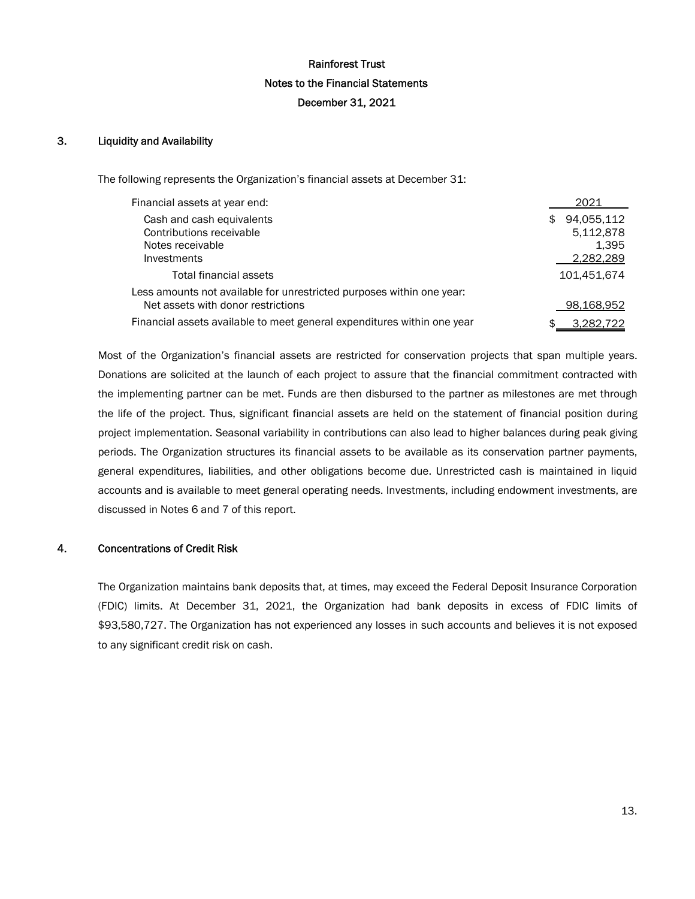Rainforest Trust
Notes to the Financial Statements
December 31, 2021

## 3. Liquidity and Availability

The following represents the Organization's financial assets at December 31:

| Financial assets at year end: | 2021 |
|---|---|
| Cash and cash equivalents | $ 94,055,112 |
| Contributions receivable | 5,112,878 |
| Notes receivable | 1,395 |
| Investments | 2,282,289 |
| Total financial assets | 101,451,674 |
| Less amounts not available for unrestricted purposes within one year: | |
| Net assets with donor restrictions | 98,168,952 |
| Financial assets available to meet general expenditures within one year | $ 3,282,722 |

Most of the Organization's financial assets are restricted for conservation projects that span multiple years. Donations are solicited at the launch of each project to assure that the financial commitment contracted with the implementing partner can be met. Funds are then disbursed to the partner as milestones are met through the life of the project. Thus, significant financial assets are held on the statement of financial position during project implementation. Seasonal variability in contributions can also lead to higher balances during peak giving periods. The Organization structures its financial assets to be available as its conservation partner payments, general expenditures, liabilities, and other obligations become due. Unrestricted cash is maintained in liquid accounts and is available to meet general operating needs. Investments, including endowment investments, are discussed in Notes 6 and 7 of this report.

## 4. Concentrations of Credit Risk

The Organization maintains bank deposits that, at times, may exceed the Federal Deposit Insurance Corporation (FDIC) limits. At December 31, 2021, the Organization had bank deposits in excess of FDIC limits of $93,580,727. The Organization has not experienced any losses in such accounts and believes it is not exposed to any significant credit risk on cash.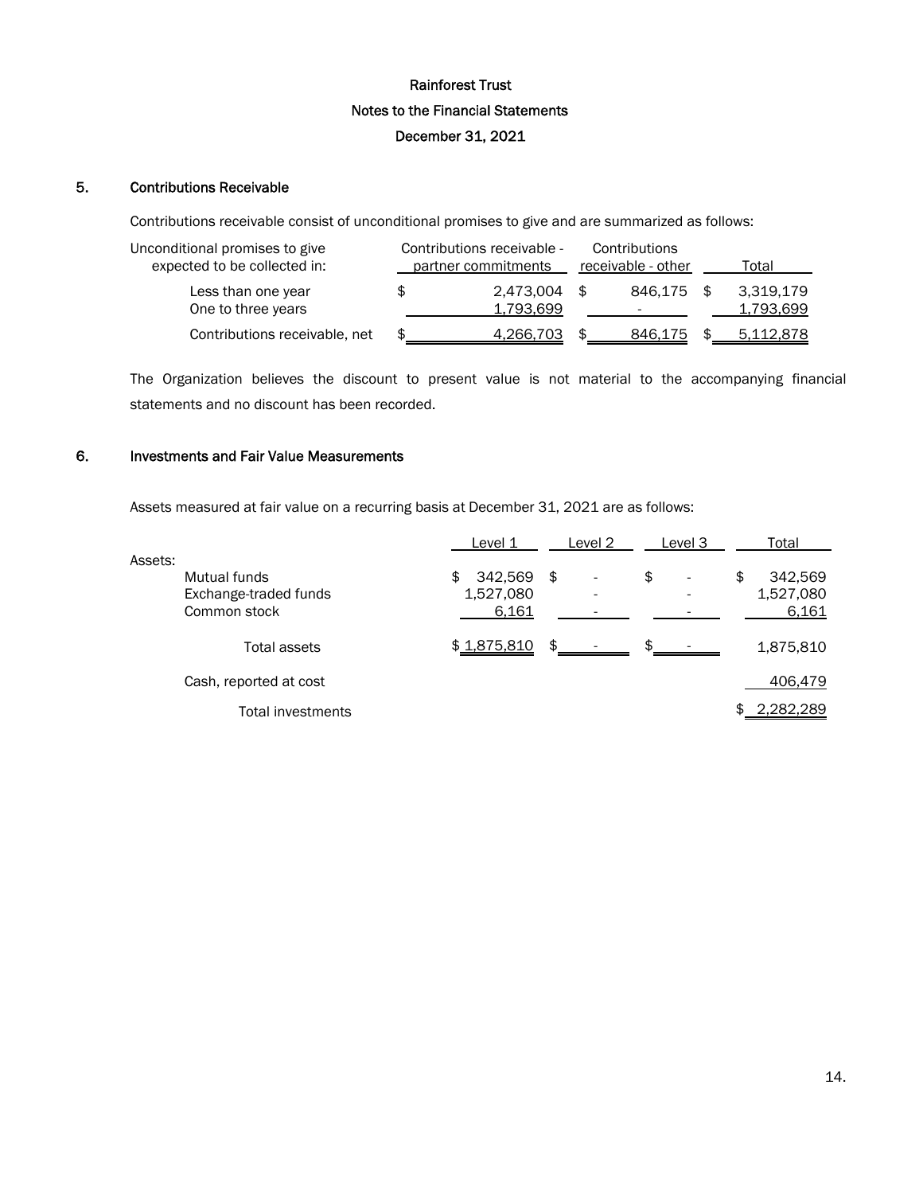Rainforest Trust

Notes to the Financial Statements

December 31, 2021

## 5. Contributions Receivable

Contributions receivable consist of unconditional promises to give and are summarized as follows:

| Unconditional promises to give expected to be collected in: | Contributions receivable - partner commitments | Contributions receivable - other | Total |
|---|---|---|---|
| Less than one year | $ 2,473,004 | $ 846,175 | $ 3,319,179 |
| One to three years | 1,793,699 | - | 1,793,699 |
| Contributions receivable, net | $ 4,266,703 | $ 846,175 | $ 5,112,878 |

The Organization believes the discount to present value is not material to the accompanying financial statements and no discount has been recorded.

## 6. Investments and Fair Value Measurements

Assets measured at fair value on a recurring basis at December 31, 2021 are as follows:

| | Level 1 | Level 2 | Level 3 | Total |
|---|---|---|---|---|
| Assets: | | | | |
| Mutual funds | $ 342,569 | $ - | $ - | $ 342,569 |
| Exchange-traded funds | 1,527,080 | - | - | 1,527,080 |
| Common stock | 6,161 | - | - | 6,161 |
| Total assets | $ 1,875,810 | $ - | $ - | 1,875,810 |
| Cash, reported at cost | | | | 406,479 |
| Total investments | | | | $ 2,282,289 |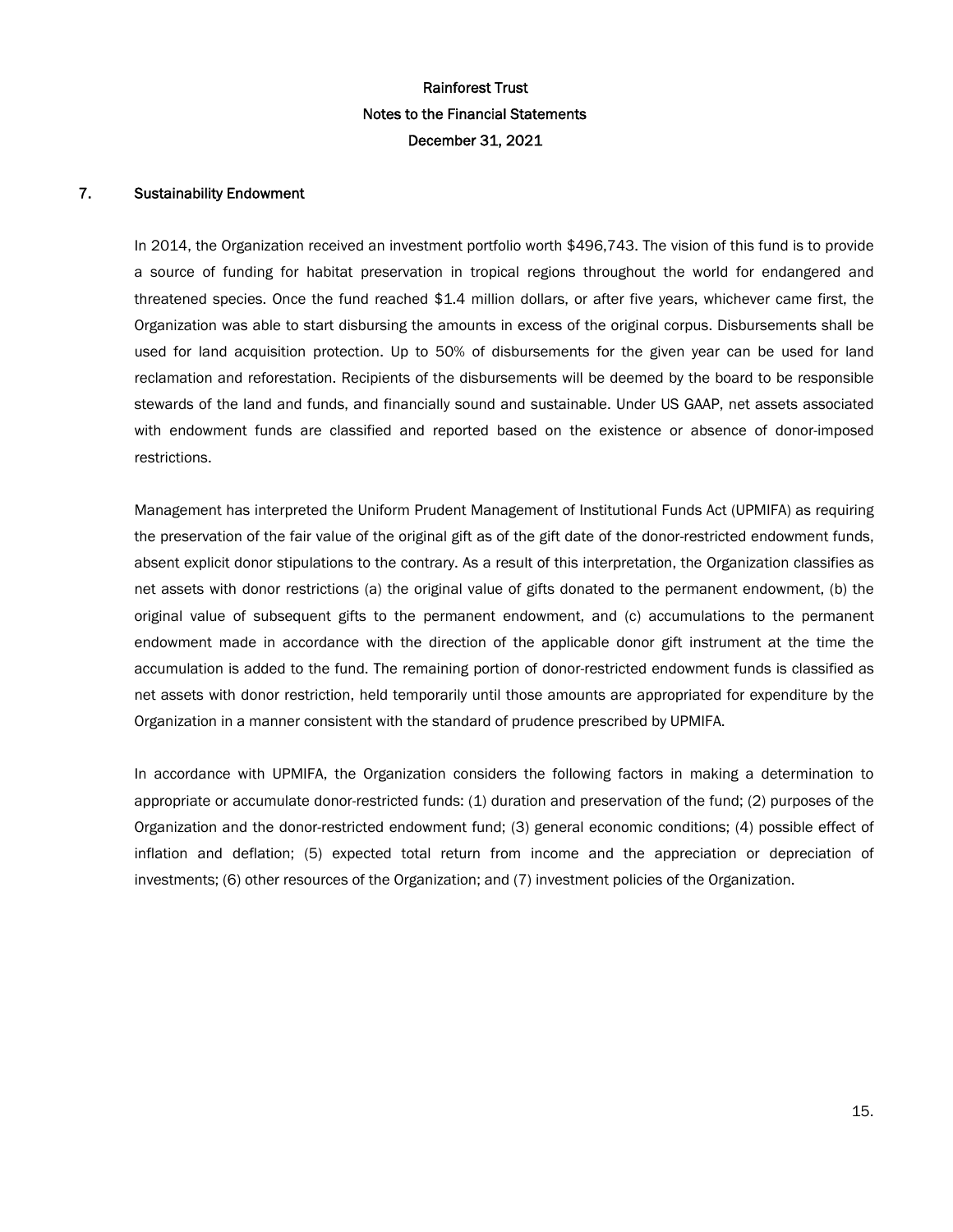## 7. Sustainability Endowment

In 2014, the Organization received an investment portfolio worth $496,743. The vision of this fund is to provide a source of funding for habitat preservation in tropical regions throughout the world for endangered and threatened species. Once the fund reached $1.4 million dollars, or after five years, whichever came first, the Organization was able to start disbursing the amounts in excess of the original corpus. Disbursements shall be used for land acquisition protection. Up to 50% of disbursements for the given year can be used for land reclamation and reforestation. Recipients of the disbursements will be deemed by the board to be responsible stewards of the land and funds, and financially sound and sustainable. Under US GAAP, net assets associated with endowment funds are classified and reported based on the existence or absence of donor-imposed restrictions.

Management has interpreted the Uniform Prudent Management of Institutional Funds Act (UPMIFA) as requiring the preservation of the fair value of the original gift as of the gift date of the donor-restricted endowment funds, absent explicit donor stipulations to the contrary. As a result of this interpretation, the Organization classifies as net assets with donor restrictions (a) the original value of gifts donated to the permanent endowment, (b) the original value of subsequent gifts to the permanent endowment, and (c) accumulations to the permanent endowment made in accordance with the direction of the applicable donor gift instrument at the time the accumulation is added to the fund. The remaining portion of donor-restricted endowment funds is classified as net assets with donor restriction, held temporarily until those amounts are appropriated for expenditure by the Organization in a manner consistent with the standard of prudence prescribed by UPMIFA.

In accordance with UPMIFA, the Organization considers the following factors in making a determination to appropriate or accumulate donor-restricted funds: (1) duration and preservation of the fund; (2) purposes of the Organization and the donor-restricted endowment fund; (3) general economic conditions; (4) possible effect of inflation and deflation; (5) expected total return from income and the appreciation or depreciation of investments; (6) other resources of the Organization; and (7) investment policies of the Organization.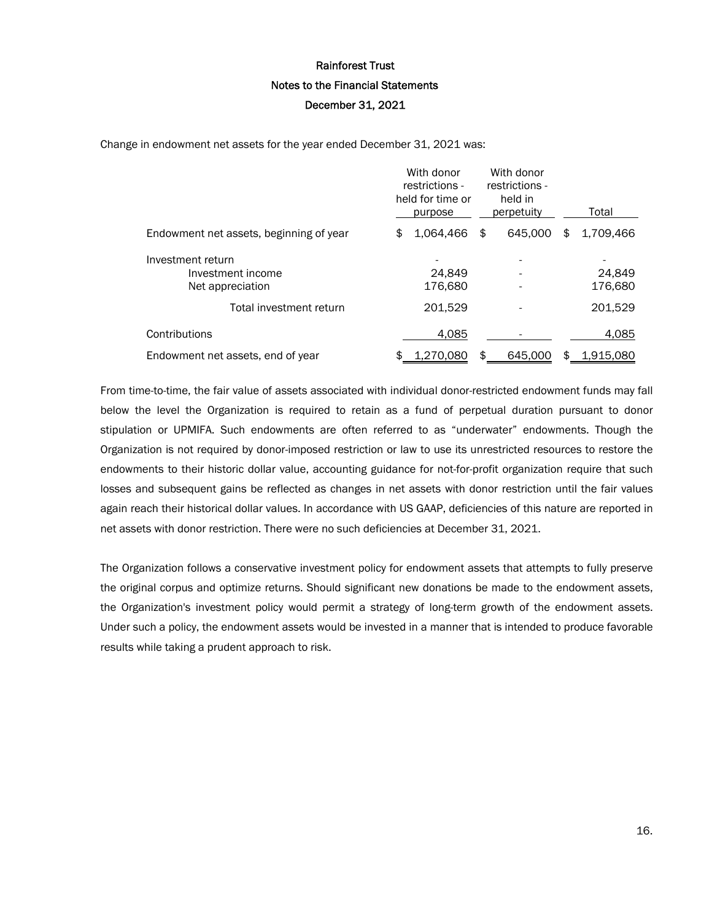Rainforest Trust

Notes to the Financial Statements

December 31, 2021

Change in endowment net assets for the year ended December 31, 2021 was:

| | With donor restrictions - held for time or purpose | With donor restrictions - held in perpetuity | Total |
|---|---|---|---|
| Endowment net assets, beginning of year | $ 1,064,466 | $ 645,000 | $ 1,709,466 |
| Investment return | - | - | - |
| Investment income | 24,849 | - | 24,849 |
| Net appreciation | 176,680 | - | 176,680 |
| Total investment return | 201,529 | - | 201,529 |
| Contributions | 4,085 | - | 4,085 |
| Endowment net assets, end of year | $ 1,270,080 | $ 645,000 | $ 1,915,080 |

From time-to-time, the fair value of assets associated with individual donor-restricted endowment funds may fall below the level the Organization is required to retain as a fund of perpetual duration pursuant to donor stipulation or UPMIFA. Such endowments are often referred to as "underwater" endowments. Though the Organization is not required by donor-imposed restriction or law to use its unrestricted resources to restore the endowments to their historic dollar value, accounting guidance for not-for-profit organization require that such losses and subsequent gains be reflected as changes in net assets with donor restriction until the fair values again reach their historical dollar values. In accordance with US GAAP, deficiencies of this nature are reported in net assets with donor restriction. There were no such deficiencies at December 31, 2021.

The Organization follows a conservative investment policy for endowment assets that attempts to fully preserve the original corpus and optimize returns. Should significant new donations be made to the endowment assets, the Organization's investment policy would permit a strategy of long-term growth of the endowment assets. Under such a policy, the endowment assets would be invested in a manner that is intended to produce favorable results while taking a prudent approach to risk.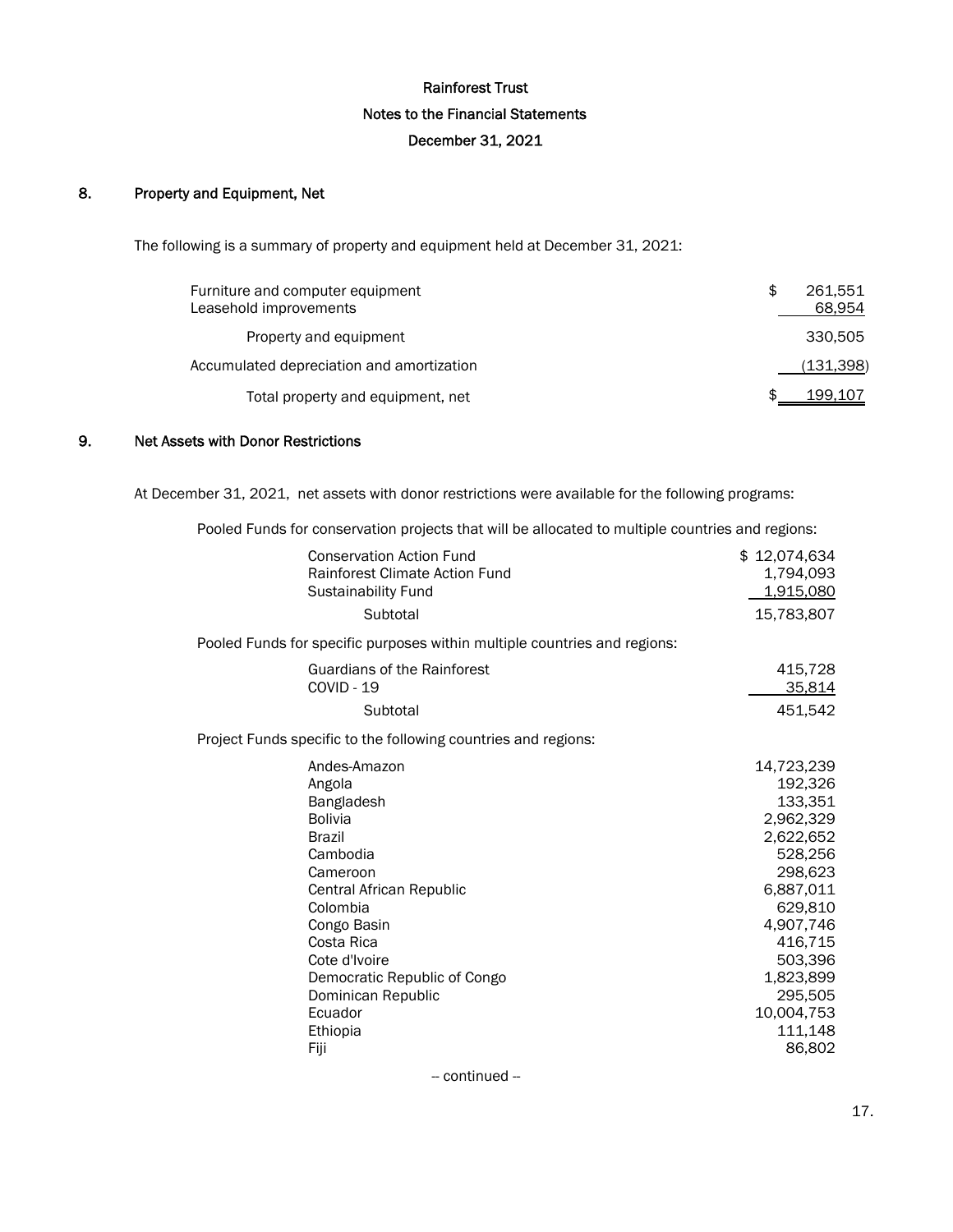Rainforest Trust

Notes to the Financial Statements

December 31, 2021

## 8. Property and Equipment, Net

The following is a summary of property and equipment held at December 31, 2021:

| | |
|---|---|
| Furniture and computer equipment | $ 261,551 |
| Leasehold improvements | 68,954 |
| Property and equipment | 330,505 |
| Accumulated depreciation and amortization | (131,398) |
| Total property and equipment, net | $ 199,107 |

## 9. Net Assets with Donor Restrictions

At December 31, 2021, net assets with donor restrictions were available for the following programs:

| | |
|---|---|
| **Pooled Funds for conservation projects that will be allocated to multiple countries and regions:** | |
| Conservation Action Fund | $ 12,074,634 |
| Rainforest Climate Action Fund | 1,794,093 |
| Sustainability Fund | 1,915,080 |
| Subtotal | 15,783,807 |
| **Pooled Funds for specific purposes within multiple countries and regions:** | |
| Guardians of the Rainforest | 415,728 |
| COVID - 19 | 35,814 |
| Subtotal | 451,542 |
| **Project Funds specific to the following countries and regions:** | |
| Andes-Amazon | 14,723,239 |
| Angola | 192,326 |
| Bangladesh | 133,351 |
| Bolivia | 2,962,329 |
| Brazil | 2,622,652 |
| Cambodia | 528,256 |
| Cameroon | 298,623 |
| Central African Republic | 6,887,011 |
| Colombia | 629,810 |
| Congo Basin | 4,907,746 |
| Costa Rica | 416,715 |
| Cote d'Ivoire | 503,396 |
| Democratic Republic of Congo | 1,823,899 |
| Dominican Republic | 295,505 |
| Ecuador | 10,004,753 |
| Ethiopia | 111,148 |
| Fiji | 86,802 |

-- continued --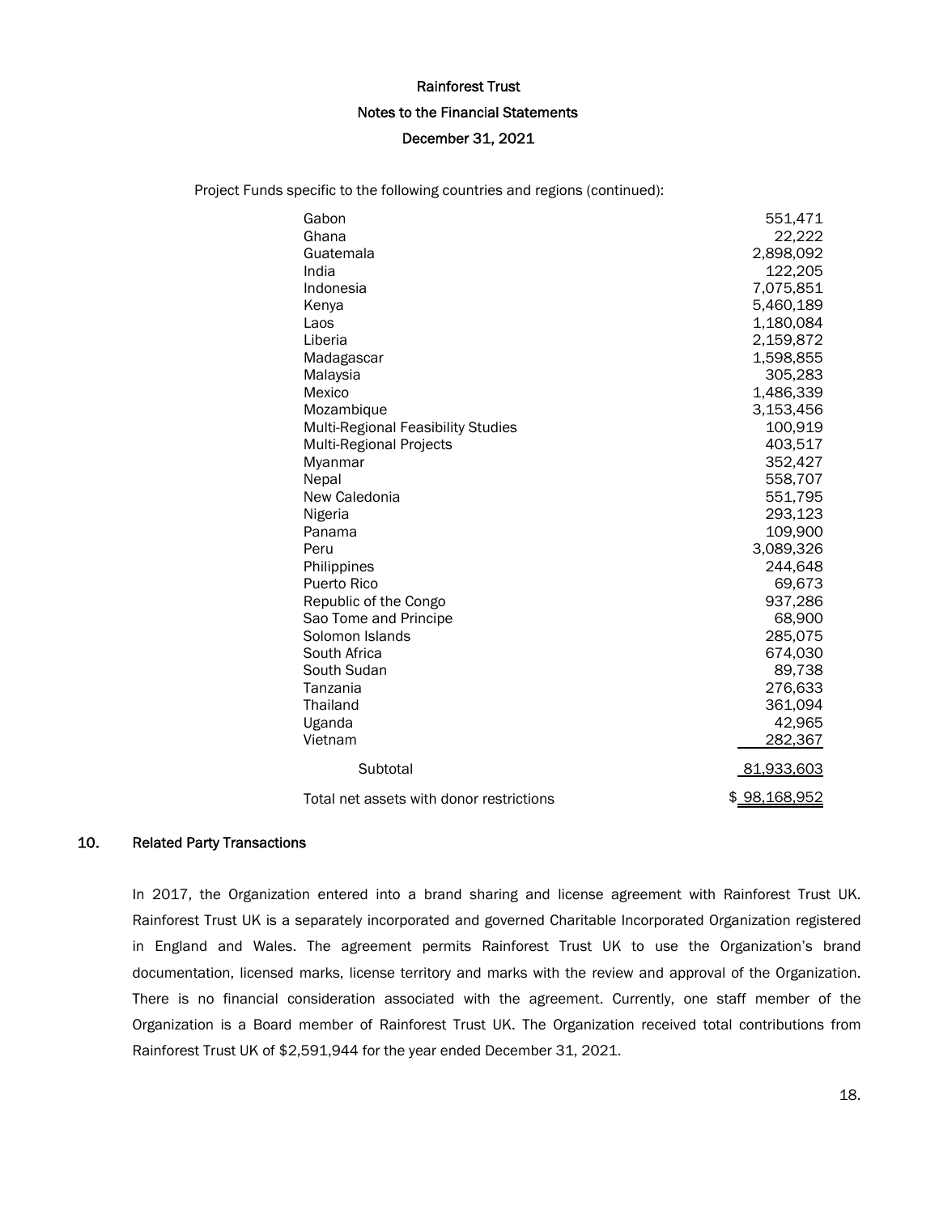Project Funds specific to the following countries and regions (continued):

| | |
|---|---:|
| Gabon | 551,471 |
| Ghana | 22,222 |
| Guatemala | 2,898,092 |
| India | 122,205 |
| Indonesia | 7,075,851 |
| Kenya | 5,460,189 |
| Laos | 1,180,084 |
| Liberia | 2,159,872 |
| Madagascar | 1,598,855 |
| Malaysia | 305,283 |
| Mexico | 1,486,339 |
| Mozambique | 3,153,456 |
| Multi-Regional Feasibility Studies | 100,919 |
| Multi-Regional Projects | 403,517 |
| Myanmar | 352,427 |
| Nepal | 558,707 |
| New Caledonia | 551,795 |
| Nigeria | 293,123 |
| Panama | 109,900 |
| Peru | 3,089,326 |
| Philippines | 244,648 |
| Puerto Rico | 69,673 |
| Republic of the Congo | 937,286 |
| Sao Tome and Principe | 68,900 |
| Solomon Islands | 285,075 |
| South Africa | 674,030 |
| South Sudan | 89,738 |
| Tanzania | 276,633 |
| Thailand | 361,094 |
| Uganda | 42,965 |
| Vietnam | 282,367 |
| Subtotal | 81,933,603 |
| Total net assets with donor restrictions | $ 98,168,952 |

## 10. Related Party Transactions

In 2017, the Organization entered into a brand sharing and license agreement with Rainforest Trust UK. Rainforest Trust UK is a separately incorporated and governed Charitable Incorporated Organization registered in England and Wales. The agreement permits Rainforest Trust UK to use the Organization's brand documentation, licensed marks, license territory and marks with the review and approval of the Organization. There is no financial consideration associated with the agreement. Currently, one staff member of the Organization is a Board member of Rainforest Trust UK. The Organization received total contributions from Rainforest Trust UK of $2,591,944 for the year ended December 31, 2021.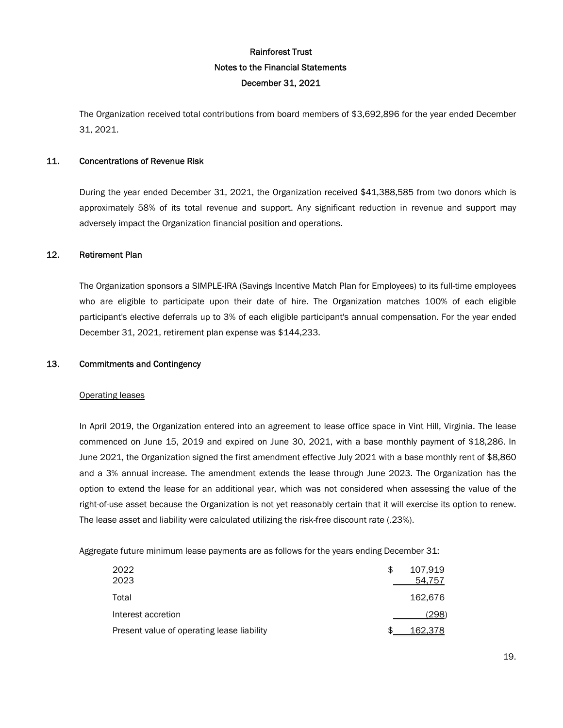The Organization received total contributions from board members of $3,692,896 for the year ended December 31, 2021.

## 11. Concentrations of Revenue Risk

During the year ended December 31, 2021, the Organization received $41,388,585 from two donors which is approximately 58% of its total revenue and support. Any significant reduction in revenue and support may adversely impact the Organization financial position and operations.

## 12. Retirement Plan

The Organization sponsors a SIMPLE-IRA (Savings Incentive Match Plan for Employees) to its full-time employees who are eligible to participate upon their date of hire. The Organization matches 100% of each eligible participant's elective deferrals up to 3% of each eligible participant's annual compensation. For the year ended December 31, 2021, retirement plan expense was $144,233.

## 13. Commitments and Contingency

### Operating leases

In April 2019, the Organization entered into an agreement to lease office space in Vint Hill, Virginia. The lease commenced on June 15, 2019 and expired on June 30, 2021, with a base monthly payment of $18,286. In June 2021, the Organization signed the first amendment effective July 2021 with a base monthly rent of $8,860 and a 3% annual increase. The amendment extends the lease through June 2023. The Organization has the option to extend the lease for an additional year, which was not considered when assessing the value of the right-of-use asset because the Organization is not yet reasonably certain that it will exercise its option to renew. The lease asset and liability were calculated utilizing the risk-free discount rate (.23%).

Aggregate future minimum lease payments are as follows for the years ending December 31:

| | |
|---|---|
| 2022 | $ 107,919 |
| 2023 | 54,757 |
| Total | 162,676 |
| Interest accretion | (298) |
| Present value of operating lease liability | $ 162,378 |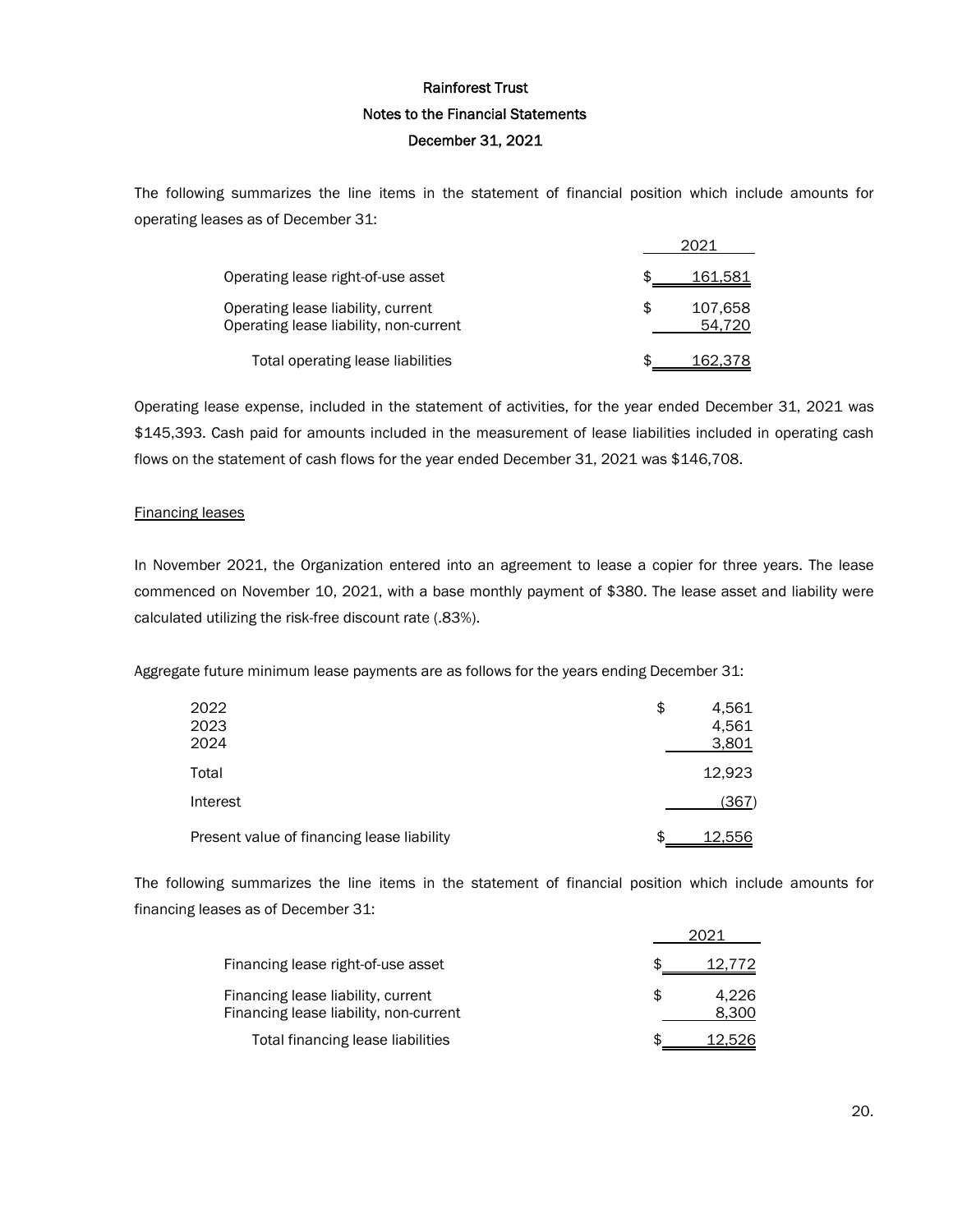Rainforest Trust

Notes to the Financial Statements

December 31, 2021

The following summarizes the line items in the statement of financial position which include amounts for operating leases as of December 31:

| | 2021 |
|---|---|
| Operating lease right-of-use asset | $ 161,581 |
| Operating lease liability, current | $ 107,658 |
| Operating lease liability, non-current | 54,720 |
| Total operating lease liabilities | $ 162,378 |

Operating lease expense, included in the statement of activities, for the year ended December 31, 2021 was $145,393. Cash paid for amounts included in the measurement of lease liabilities included in operating cash flows on the statement of cash flows for the year ended December 31, 2021 was $146,708.

Financing leases

In November 2021, the Organization entered into an agreement to lease a copier for three years. The lease commenced on November 10, 2021, with a base monthly payment of $380. The lease asset and liability were calculated utilizing the risk-free discount rate (.83%).

Aggregate future minimum lease payments are as follows for the years ending December 31:

| | |
|---|---|
| 2022 | $ 4,561 |
| 2023 | 4,561 |
| 2024 | 3,801 |
| Total | 12,923 |
| Interest | (367) |
| Present value of financing lease liability | $ 12,556 |

The following summarizes the line items in the statement of financial position which include amounts for financing leases as of December 31:

| | 2021 |
|---|---|
| Financing lease right-of-use asset | $ 12,772 |
| Financing lease liability, current | $ 4,226 |
| Financing lease liability, non-current | 8,300 |
| Total financing lease liabilities | $ 12,526 |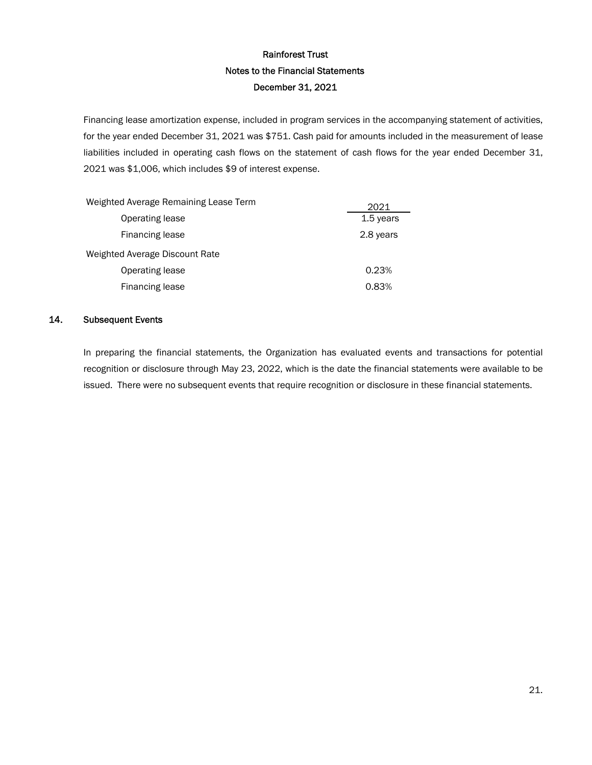Financing lease amortization expense, included in program services in the accompanying statement of activities, for the year ended December 31, 2021 was $751. Cash paid for amounts included in the measurement of lease liabilities included in operating cash flows on the statement of cash flows for the year ended December 31, 2021 was $1,006, which includes $9 of interest expense.

| | 2021 |
|---|---|
| Weighted Average Remaining Lease Term | |
| Operating lease | 1.5 years |
| Financing lease | 2.8 years |
| Weighted Average Discount Rate | |
| Operating lease | 0.23% |
| Financing lease | 0.83% |

## 14. Subsequent Events

In preparing the financial statements, the Organization has evaluated events and transactions for potential recognition or disclosure through May 23, 2022, which is the date the financial statements were available to be issued. There were no subsequent events that require recognition or disclosure in these financial statements.